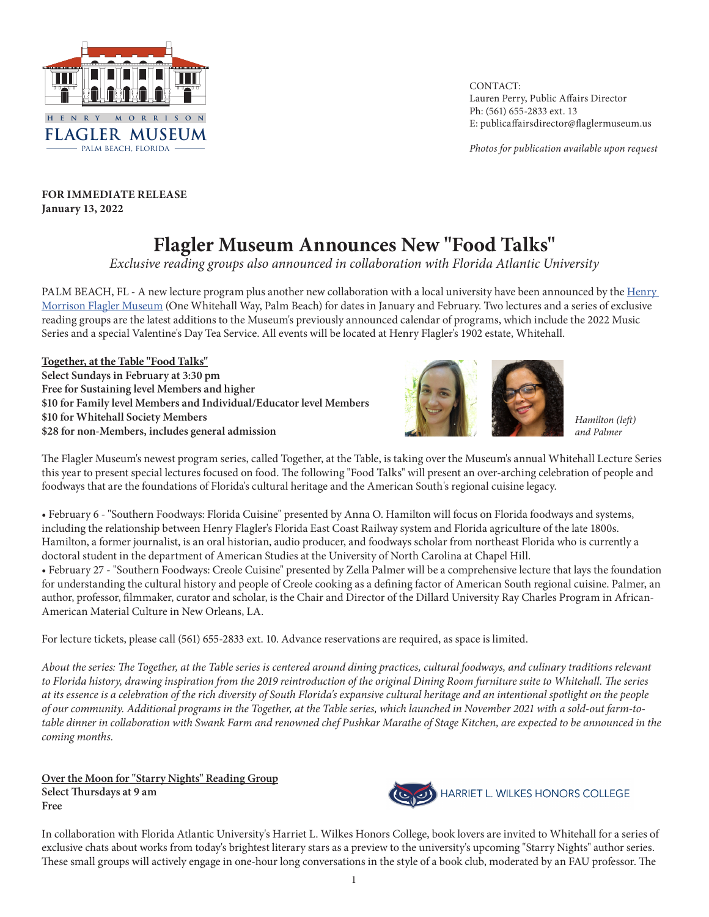HENRY MORRISON
FLAGLER MUSEUM
PALM BEACH, FLORIDA

CONTACT:
Lauren Perry, Public Affairs Director
Ph: (561) 655-2833 ext. 13
E: publicaffairsdirector@flaglermuseum.us

*Photos for publication available upon request*

**FOR IMMEDIATE RELEASE**
**January 13, 2022**

# Flagler Museum Announces New "Food Talks"

*Exclusive reading groups also announced in collaboration with Florida Atlantic University*

PALM BEACH, FL - A new lecture program plus another new collaboration with a local university have been announced by the Henry Morrison Flagler Museum (One Whitehall Way, Palm Beach) for dates in January and February. Two lectures and a series of exclusive reading groups are the latest additions to the Museum's previously announced calendar of programs, which include the 2022 Music Series and a special Valentine's Day Tea Service. All events will be located at Henry Flagler's 1902 estate, Whitehall.

**Together, at the Table "Food Talks"**
**Select Sundays in February at 3:30 pm**
**Free for Sustaining level Members and higher**
**$10 for Family level Members and Individual/Educator level Members**
**$10 for Whitehall Society Members**
**$28 for non-Members, includes general admission**

*Hamilton (left) and Palmer*

The Flagler Museum's newest program series, called Together, at the Table, is taking over the Museum's annual Whitehall Lecture Series this year to present special lectures focused on food. The following "Food Talks" will present an over-arching celebration of people and foodways that are the foundations of Florida's cultural heritage and the American South's regional cuisine legacy.

- February 6 - "Southern Foodways: Florida Cuisine" presented by Anna O. Hamilton will focus on Florida foodways and systems, including the relationship between Henry Flagler's Florida East Coast Railway system and Florida agriculture of the late 1800s. Hamilton, a former journalist, is an oral historian, audio producer, and foodways scholar from northeast Florida who is currently a doctoral student in the department of American Studies at the University of North Carolina at Chapel Hill.
- February 27 - "Southern Foodways: Creole Cuisine" presented by Zella Palmer will be a comprehensive lecture that lays the foundation for understanding the cultural history and people of Creole cooking as a defining factor of American South regional cuisine. Palmer, an author, professor, filmmaker, curator and scholar, is the Chair and Director of the Dillard University Ray Charles Program in African-American Material Culture in New Orleans, LA.

For lecture tickets, please call (561) 655-2833 ext. 10. Advance reservations are required, as space is limited.

*About the series: The Together, at the Table series is centered around dining practices, cultural foodways, and culinary traditions relevant to Florida history, drawing inspiration from the 2019 reintroduction of the original Dining Room furniture suite to Whitehall. The series at its essence is a celebration of the rich diversity of South Florida's expansive cultural heritage and an intentional spotlight on the people of our community. Additional programs in the Together, at the Table series, which launched in November 2021 with a sold-out farm-to-table dinner in collaboration with Swank Farm and renowned chef Pushkar Marathe of Stage Kitchen, are expected to be announced in the coming months.*

**Over the Moon for "Starry Nights" Reading Group**
**Select Thursdays at 9 am**
**Free**

HARRIET L. WILKES HONORS COLLEGE

In collaboration with Florida Atlantic University's Harriet L. Wilkes Honors College, book lovers are invited to Whitehall for a series of exclusive chats about works from today's brightest literary stars as a preview to the university's upcoming "Starry Nights" author series. These small groups will actively engage in one-hour long conversations in the style of a book club, moderated by an FAU professor. The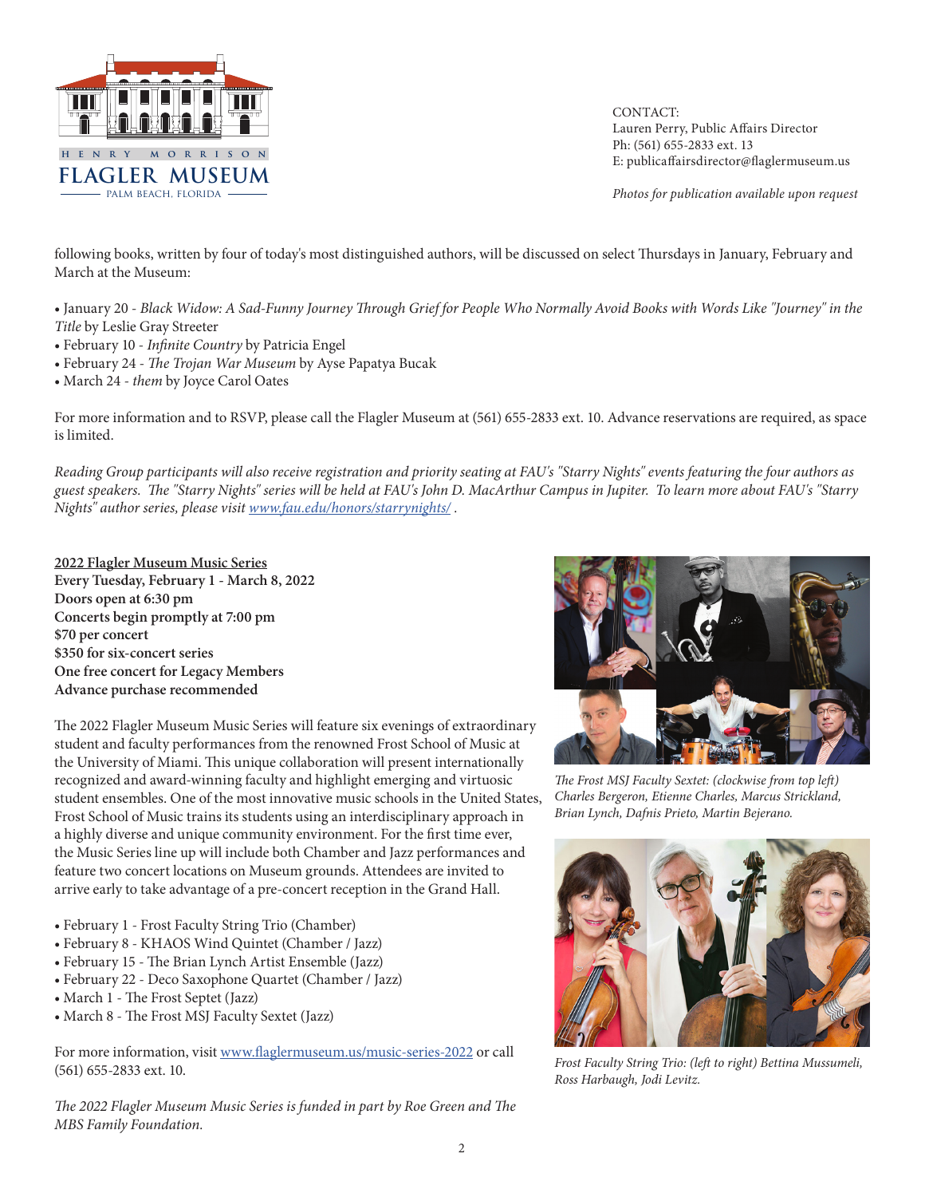CONTACT:
Lauren Perry, Public Affairs Director
Ph: (561) 655-2833 ext. 13
E: publicaffairsdirector@flaglermuseum.us

*Photos for publication available upon request*

following books, written by four of today's most distinguished authors, will be discussed on select Thursdays in January, February and March at the Museum:

- January 20 - *Black Widow: A Sad-Funny Journey Through Grief for People Who Normally Avoid Books with Words Like "Journey" in the Title* by Leslie Gray Streeter
- February 10 - *Infinite Country* by Patricia Engel
- February 24 - *The Trojan War Museum* by Ayse Papatya Bucak
- March 24 - *them* by Joyce Carol Oates

For more information and to RSVP, please call the Flagler Museum at (561) 655-2833 ext. 10. Advance reservations are required, as space is limited.

*Reading Group participants will also receive registration and priority seating at FAU's "Starry Nights" events featuring the four authors as guest speakers. The "Starry Nights" series will be held at FAU's John D. MacArthur Campus in Jupiter. To learn more about FAU's "Starry Nights" author series, please visit [www.fau.edu/honors/starrynights/](www.fau.edu/honors/starrynights/) .*

**2022 Flagler Museum Music Series**
**Every Tuesday, February 1 - March 8, 2022**
**Doors open at 6:30 pm**
**Concerts begin promptly at 7:00 pm**
**$70 per concert**
**$350 for six-concert series**
**One free concert for Legacy Members**
**Advance purchase recommended**

The 2022 Flagler Museum Music Series will feature six evenings of extraordinary student and faculty performances from the renowned Frost School of Music at the University of Miami. This unique collaboration will present internationally recognized and award-winning faculty and highlight emerging and virtuosic student ensembles. One of the most innovative music schools in the United States, Frost School of Music trains its students using an interdisciplinary approach in a highly diverse and unique community environment. For the first time ever, the Music Series line up will include both Chamber and Jazz performances and feature two concert locations on Museum grounds. Attendees are invited to arrive early to take advantage of a pre-concert reception in the Grand Hall.

- February 1 - Frost Faculty String Trio (Chamber)
- February 8 - KHAOS Wind Quintet (Chamber / Jazz)
- February 15 - The Brian Lynch Artist Ensemble (Jazz)
- February 22 - Deco Saxophone Quartet (Chamber / Jazz)
- March 1 - The Frost Septet (Jazz)
- March 8 - The Frost MSJ Faculty Sextet (Jazz)

For more information, visit [www.flaglermuseum.us/music-series-2022](www.flaglermuseum.us/music-series-2022) or call (561) 655-2833 ext. 10.

*The 2022 Flagler Museum Music Series is funded in part by Roe Green and The MBS Family Foundation.*

*The Frost MSJ Faculty Sextet: (clockwise from top left) Charles Bergeron, Etienne Charles, Marcus Strickland, Brian Lynch, Dafnis Prieto, Martin Bejerano.*

*Frost Faculty String Trio: (left to right) Bettina Mussumeli, Ross Harbaugh, Jodi Levitz.*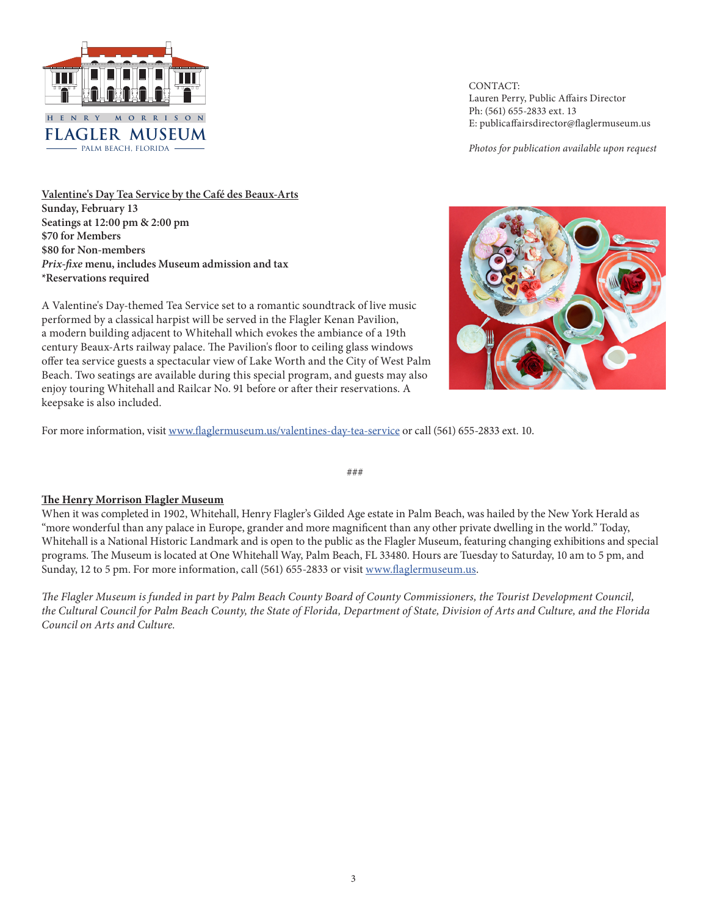HENRY MORRISON
FLAGLER MUSEUM
PALM BEACH, FLORIDA

CONTACT:
Lauren Perry, Public Affairs Director
Ph: (561) 655-2833 ext. 13
E: publicaffairsdirector@flaglermuseum.us

*Photos for publication available upon request*

**Valentine's Day Tea Service by the Café des Beaux-Arts**
**Sunday, February 13**
**Seatings at 12:00 pm & 2:00 pm**
**$70 for Members**
**$80 for Non-members**
***Prix-fixe* menu, includes Museum admission and tax**
***Reservations required**

A Valentine's Day-themed Tea Service set to a romantic soundtrack of live music performed by a classical harpist will be served in the Flagler Kenan Pavilion, a modern building adjacent to Whitehall which evokes the ambiance of a 19th century Beaux-Arts railway palace. The Pavilion's floor to ceiling glass windows offer tea service guests a spectacular view of Lake Worth and the City of West Palm Beach. Two seatings are available during this special program, and guests may also enjoy touring Whitehall and Railcar No. 91 before or after their reservations. A keepsake is also included.

For more information, visit www.flaglermuseum.us/valentines-day-tea-service or call (561) 655-2833 ext. 10.

###

**The Henry Morrison Flagler Museum**
When it was completed in 1902, Whitehall, Henry Flagler's Gilded Age estate in Palm Beach, was hailed by the New York Herald as "more wonderful than any palace in Europe, grander and more magnificent than any other private dwelling in the world." Today, Whitehall is a National Historic Landmark and is open to the public as the Flagler Museum, featuring changing exhibitions and special programs. The Museum is located at One Whitehall Way, Palm Beach, FL 33480. Hours are Tuesday to Saturday, 10 am to 5 pm, and Sunday, 12 to 5 pm. For more information, call (561) 655-2833 or visit www.flaglermuseum.us.

*The Flagler Museum is funded in part by Palm Beach County Board of County Commissioners, the Tourist Development Council, the Cultural Council for Palm Beach County, the State of Florida, Department of State, Division of Arts and Culture, and the Florida Council on Arts and Culture.*